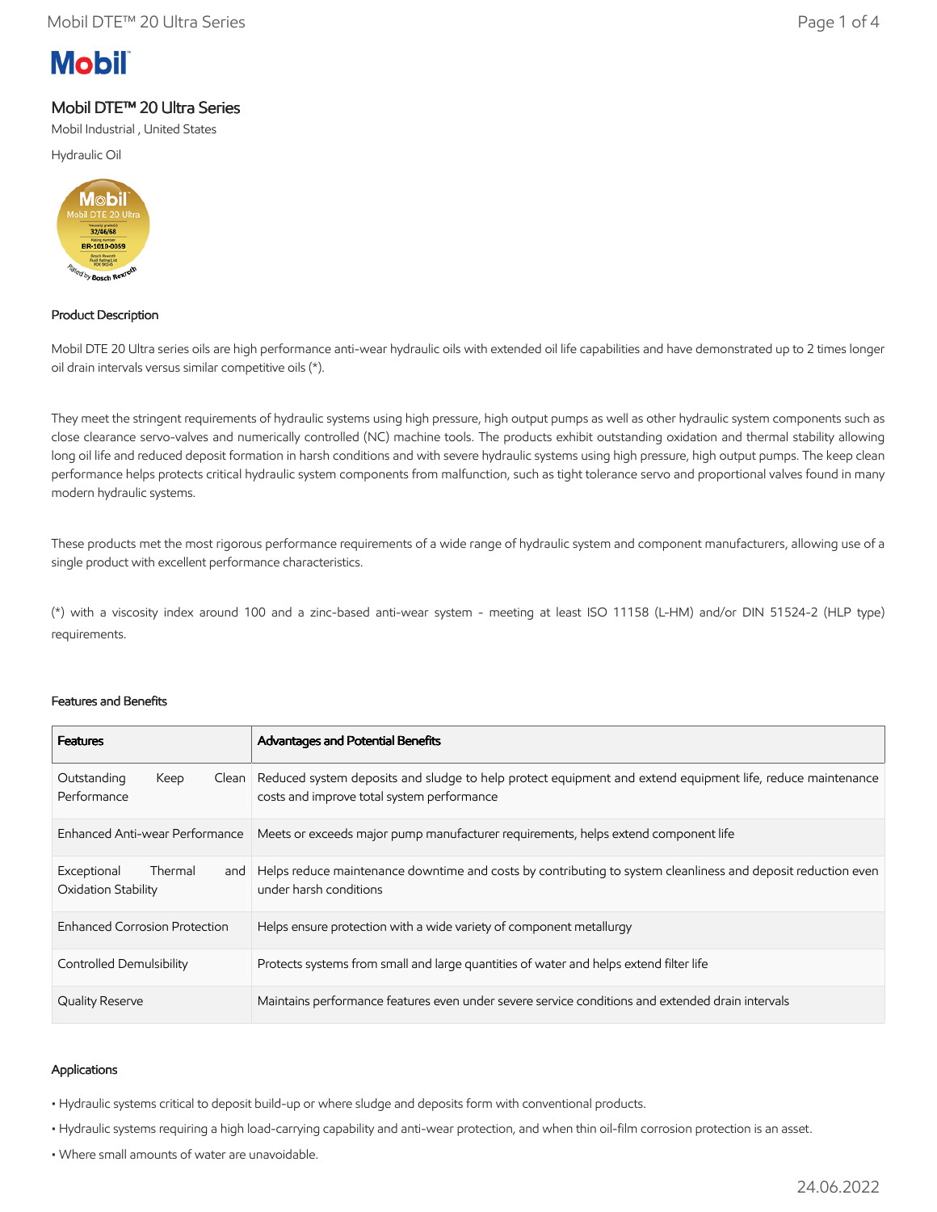# Mobil DTE™ 20 Ultra Series

Mobil Industrial , United States

Hydraulic Oil

### Product Description

Mobil DTE 20 Ultra series oils are high performance anti-wear hydraulic oils with extended oil life capabilities and have demonstrated up to 2 times longer oil drain intervals versus similar competitive oils (*).

They meet the stringent requirements of hydraulic systems using high pressure, high output pumps as well as other hydraulic system components such as close clearance servo-valves and numerically controlled (NC) machine tools. The products exhibit outstanding oxidation and thermal stability allowing long oil life and reduced deposit formation in harsh conditions and with severe hydraulic systems using high pressure, high output pumps. The keep clean performance helps protects critical hydraulic system components from malfunction, such as tight tolerance servo and proportional valves found in many modern hydraulic systems.

These products met the most rigorous performance requirements of a wide range of hydraulic system and component manufacturers, allowing use of a single product with excellent performance characteristics.

(*) with a viscosity index around 100 and a zinc-based anti-wear system - meeting at least ISO 11158 (L-HM) and/or DIN 51524-2 (HLP type) requirements.

### Features and Benefits

| Features | Advantages and Potential Benefits |
|---|---|
| Outstanding Keep Clean Performance | Reduced system deposits and sludge to help protect equipment and extend equipment life, reduce maintenance costs and improve total system performance |
| Enhanced Anti-wear Performance | Meets or exceeds major pump manufacturer requirements, helps extend component life |
| Exceptional Thermal and Oxidation Stability | Helps reduce maintenance downtime and costs by contributing to system cleanliness and deposit reduction even under harsh conditions |
| Enhanced Corrosion Protection | Helps ensure protection with a wide variety of component metallurgy |
| Controlled Demulsibility | Protects systems from small and large quantities of water and helps extend filter life |
| Quality Reserve | Maintains performance features even under severe service conditions and extended drain intervals |

### Applications

- Hydraulic systems critical to deposit build-up or where sludge and deposits form with conventional products.
- Hydraulic systems requiring a high load-carrying capability and anti-wear protection, and when thin oil-film corrosion protection is an asset.
- Where small amounts of water are unavoidable.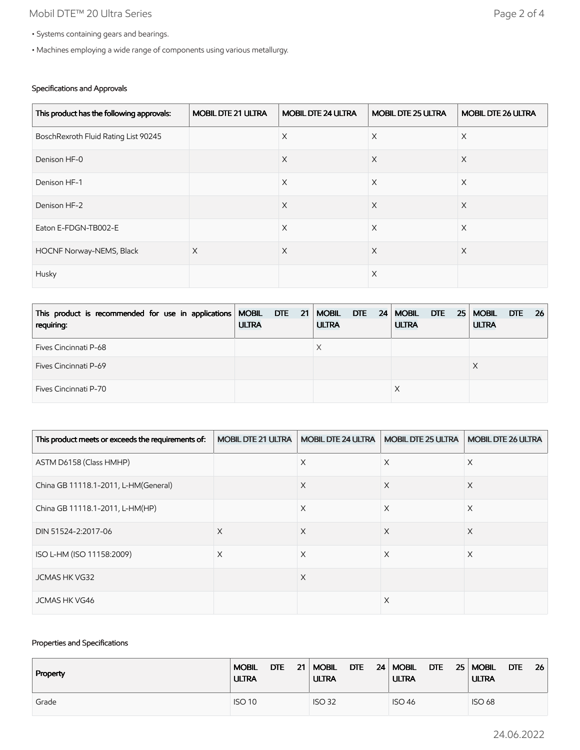- Systems containing gears and bearings.
- Machines employing a wide range of components using various metallurgy.

### Specifications and Approvals

| This product has the following approvals: | MOBIL DTE 21 ULTRA | MOBIL DTE 24 ULTRA | MOBIL DTE 25 ULTRA | MOBIL DTE 26 ULTRA |
|---|---|---|---|---|
| BoschRexroth Fluid Rating List 90245 | | X | X | X |
| Denison HF-0 | | X | X | X |
| Denison HF-1 | | X | X | X |
| Denison HF-2 | | X | X | X |
| Eaton E-FDGN-TB002-E | | X | X | X |
| HOCNF Norway-NEMS, Black | X | X | X | X |
| Husky | | | X | |

| This product is recommended for use in applications requiring: | MOBIL DTE 21 ULTRA | MOBIL DTE 24 ULTRA | MOBIL DTE 25 ULTRA | MOBIL DTE 26 ULTRA |
|---|---|---|---|---|
| Fives Cincinnati P-68 | | X | | |
| Fives Cincinnati P-69 | | | | X |
| Fives Cincinnati P-70 | | | X | |

| This product meets or exceeds the requirements of: | MOBIL DTE 21 ULTRA | MOBIL DTE 24 ULTRA | MOBIL DTE 25 ULTRA | MOBIL DTE 26 ULTRA |
|---|---|---|---|---|
| ASTM D6158 (Class HMHP) | | X | X | X |
| China GB 11118.1-2011, L-HM(General) | | X | X | X |
| China GB 11118.1-2011, L-HM(HP) | | X | X | X |
| DIN 51524-2:2017-06 | X | X | X | X |
| ISO L-HM (ISO 11158:2009) | X | X | X | X |
| JCMAS HK VG32 | | X | | |
| JCMAS HK VG46 | | | X | |

### Properties and Specifications

| Property | MOBIL DTE 21 ULTRA | MOBIL DTE 24 ULTRA | MOBIL DTE 25 ULTRA | MOBIL DTE 26 ULTRA |
|---|---|---|---|---|
| Grade | ISO 10 | ISO 32 | ISO 46 | ISO 68 |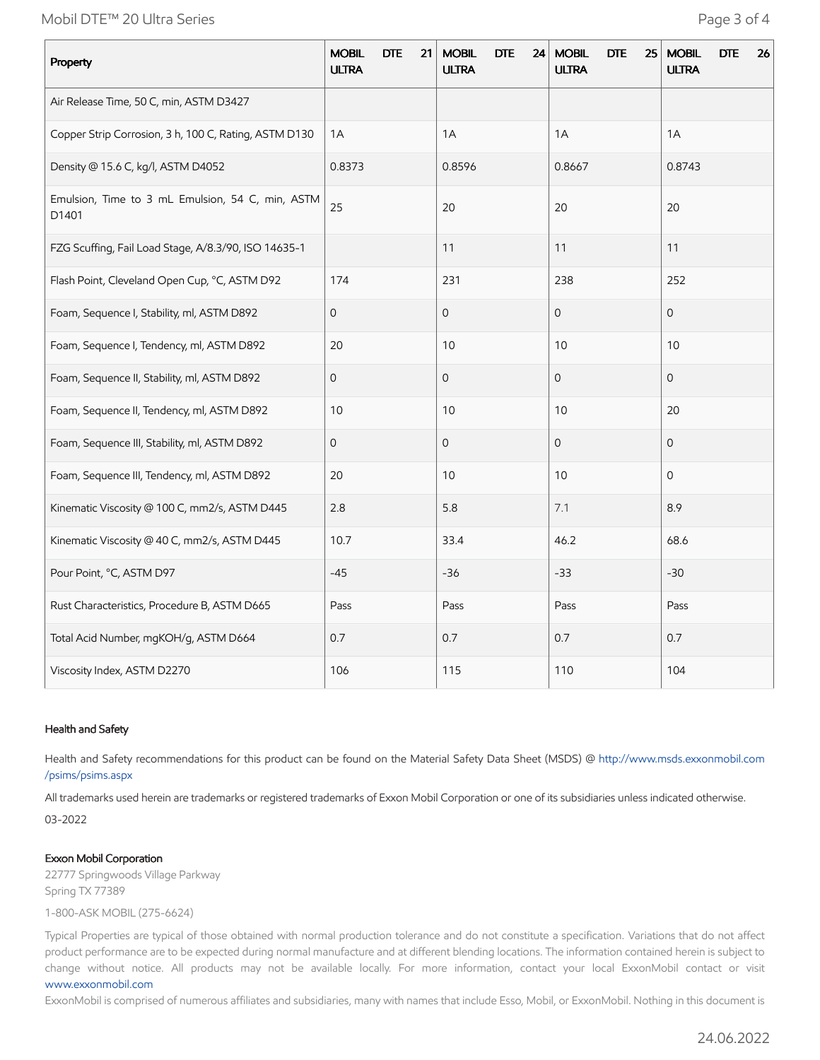| Property | MOBIL DTE 21 ULTRA | MOBIL DTE 24 ULTRA | MOBIL DTE 25 ULTRA | MOBIL DTE 26 ULTRA |
|---|---|---|---|---|
| Air Release Time, 50 C, min, ASTM D3427 | | | | |
| Copper Strip Corrosion, 3 h, 100 C, Rating, ASTM D130 | 1A | 1A | 1A | 1A |
| Density @ 15.6 C, kg/l, ASTM D4052 | 0.8373 | 0.8596 | 0.8667 | 0.8743 |
| Emulsion, Time to 3 mL Emulsion, 54 C, min, ASTM D1401 | 25 | 20 | 20 | 20 |
| FZG Scuffing, Fail Load Stage, A/8.3/90, ISO 14635-1 | | 11 | 11 | 11 |
| Flash Point, Cleveland Open Cup, °C, ASTM D92 | 174 | 231 | 238 | 252 |
| Foam, Sequence I, Stability, ml, ASTM D892 | 0 | 0 | 0 | 0 |
| Foam, Sequence I, Tendency, ml, ASTM D892 | 20 | 10 | 10 | 10 |
| Foam, Sequence II, Stability, ml, ASTM D892 | 0 | 0 | 0 | 0 |
| Foam, Sequence II, Tendency, ml, ASTM D892 | 10 | 10 | 10 | 20 |
| Foam, Sequence III, Stability, ml, ASTM D892 | 0 | 0 | 0 | 0 |
| Foam, Sequence III, Tendency, ml, ASTM D892 | 20 | 10 | 10 | 0 |
| Kinematic Viscosity @ 100 C, mm2/s, ASTM D445 | 2.8 | 5.8 | 7.1 | 8.9 |
| Kinematic Viscosity @ 40 C, mm2/s, ASTM D445 | 10.7 | 33.4 | 46.2 | 68.6 |
| Pour Point, °C, ASTM D97 | -45 | -36 | -33 | -30 |
| Rust Characteristics, Procedure B, ASTM D665 | Pass | Pass | Pass | Pass |
| Total Acid Number, mgKOH/g, ASTM D664 | 0.7 | 0.7 | 0.7 | 0.7 |
| Viscosity Index, ASTM D2270 | 106 | 115 | 110 | 104 |

### Health and Safety

Health and Safety recommendations for this product can be found on the Material Safety Data Sheet (MSDS) @ http://www.msds.exxonmobil.com/psims/psims.aspx

All trademarks used herein are trademarks or registered trademarks of Exxon Mobil Corporation or one of its subsidiaries unless indicated otherwise.

03-2022

**Exxon Mobil Corporation**

22777 Springwoods Village Parkway
Spring TX 77389

1-800-ASK MOBIL (275-6624)

Typical Properties are typical of those obtained with normal production tolerance and do not constitute a specification. Variations that do not affect product performance are to be expected during normal manufacture and at different blending locations. The information contained herein is subject to change without notice. All products may not be available locally. For more information, contact your local ExxonMobil contact or visit www.exxonmobil.com

ExxonMobil is comprised of numerous affiliates and subsidiaries, many with names that include Esso, Mobil, or ExxonMobil. Nothing in this document is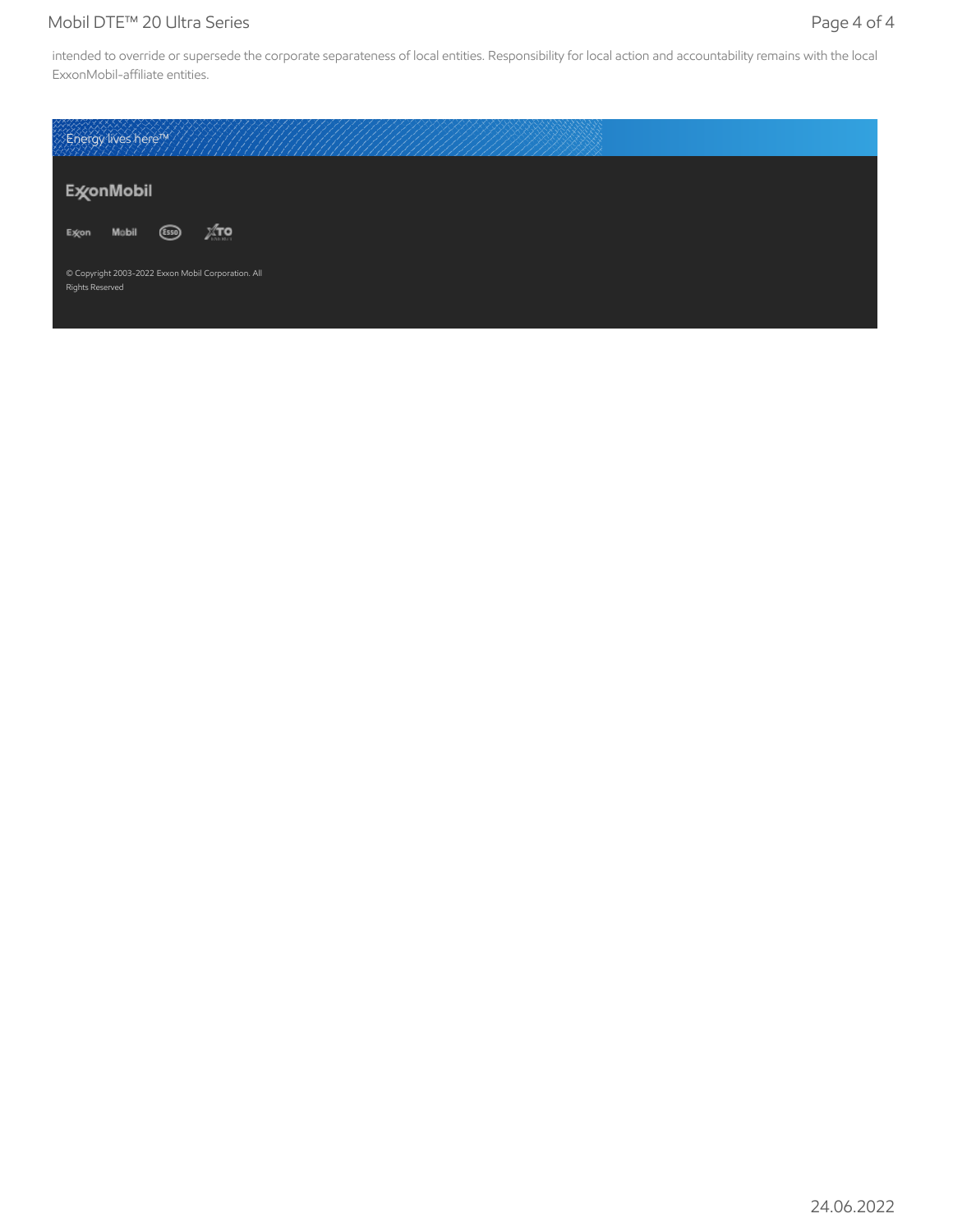intended to override or supersede the corporate separateness of local entities. Responsibility for local action and accountability remains with the local ExxonMobil-affiliate entities.

Energy lives here™

ExxonMobil

Exxon Mobil Esso XTO

© Copyright 2003-2022 Exxon Mobil Corporation. All Rights Reserved